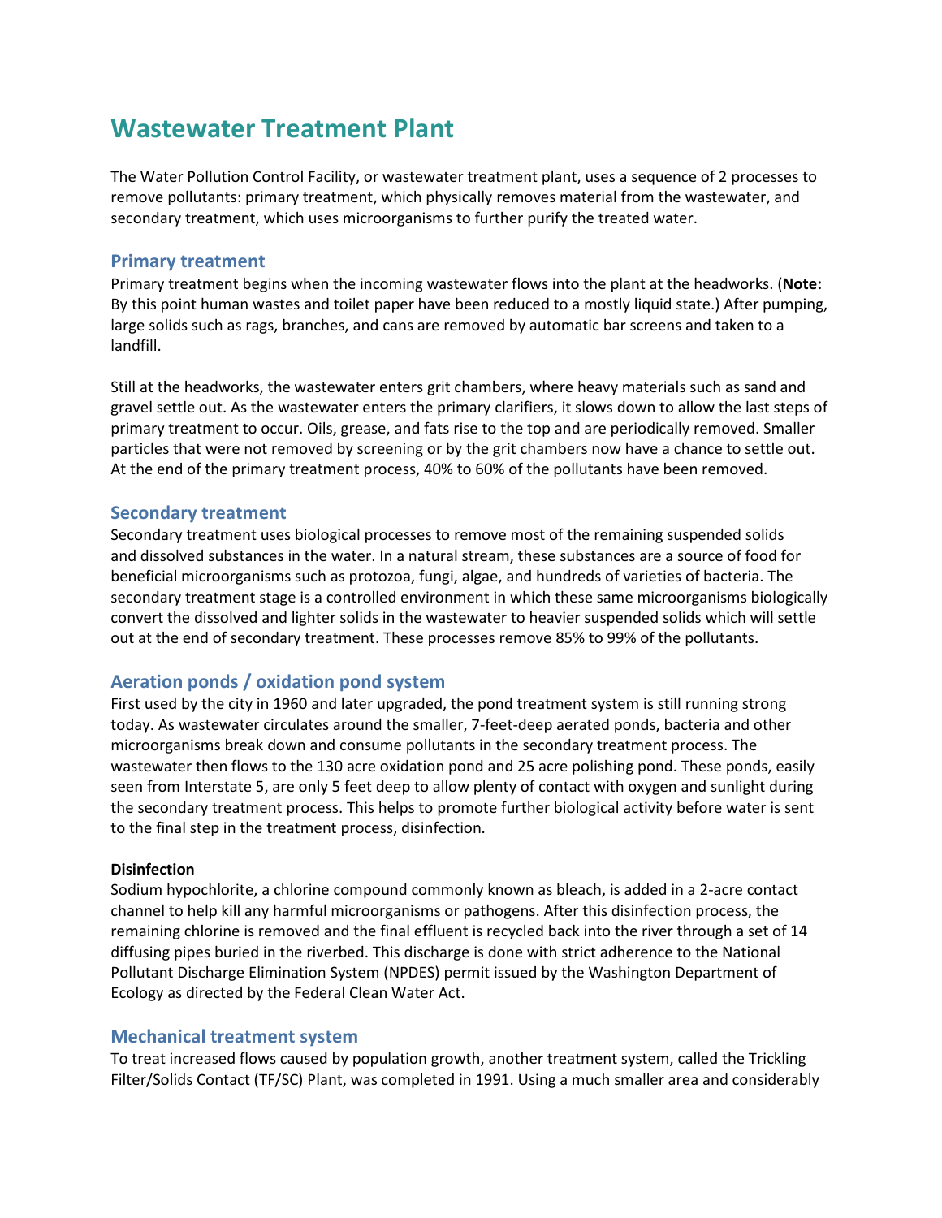# Wastewater Treatment Plant

The Water Pollution Control Facility, or wastewater treatment plant, uses a sequence of 2 processes to remove pollutants: primary treatment, which physically removes material from the wastewater, and secondary treatment, which uses microorganisms to further purify the treated water.

## Primary treatment

Primary treatment begins when the incoming wastewater flows into the plant at the headworks. (**Note:** By this point human wastes and toilet paper have been reduced to a mostly liquid state.) After pumping, large solids such as rags, branches, and cans are removed by automatic bar screens and taken to a landfill.

Still at the headworks, the wastewater enters grit chambers, where heavy materials such as sand and gravel settle out. As the wastewater enters the primary clarifiers, it slows down to allow the last steps of primary treatment to occur. Oils, grease, and fats rise to the top and are periodically removed. Smaller particles that were not removed by screening or by the grit chambers now have a chance to settle out. At the end of the primary treatment process, 40% to 60% of the pollutants have been removed.

## Secondary treatment

Secondary treatment uses biological processes to remove most of the remaining suspended solids and dissolved substances in the water. In a natural stream, these substances are a source of food for beneficial microorganisms such as protozoa, fungi, algae, and hundreds of varieties of bacteria. The secondary treatment stage is a controlled environment in which these same microorganisms biologically convert the dissolved and lighter solids in the wastewater to heavier suspended solids which will settle out at the end of secondary treatment. These processes remove 85% to 99% of the pollutants.

## Aeration ponds / oxidation pond system

First used by the city in 1960 and later upgraded, the pond treatment system is still running strong today. As wastewater circulates around the smaller, 7-feet-deep aerated ponds, bacteria and other microorganisms break down and consume pollutants in the secondary treatment process. The wastewater then flows to the 130 acre oxidation pond and 25 acre polishing pond. These ponds, easily seen from Interstate 5, are only 5 feet deep to allow plenty of contact with oxygen and sunlight during the secondary treatment process. This helps to promote further biological activity before water is sent to the final step in the treatment process, disinfection.

#### Disinfection

Sodium hypochlorite, a chlorine compound commonly known as bleach, is added in a 2-acre contact channel to help kill any harmful microorganisms or pathogens. After this disinfection process, the remaining chlorine is removed and the final effluent is recycled back into the river through a set of 14 diffusing pipes buried in the riverbed. This discharge is done with strict adherence to the National Pollutant Discharge Elimination System (NPDES) permit issued by the Washington Department of Ecology as directed by the Federal Clean Water Act.

## Mechanical treatment system

To treat increased flows caused by population growth, another treatment system, called the Trickling Filter/Solids Contact (TF/SC) Plant, was completed in 1991. Using a much smaller area and considerably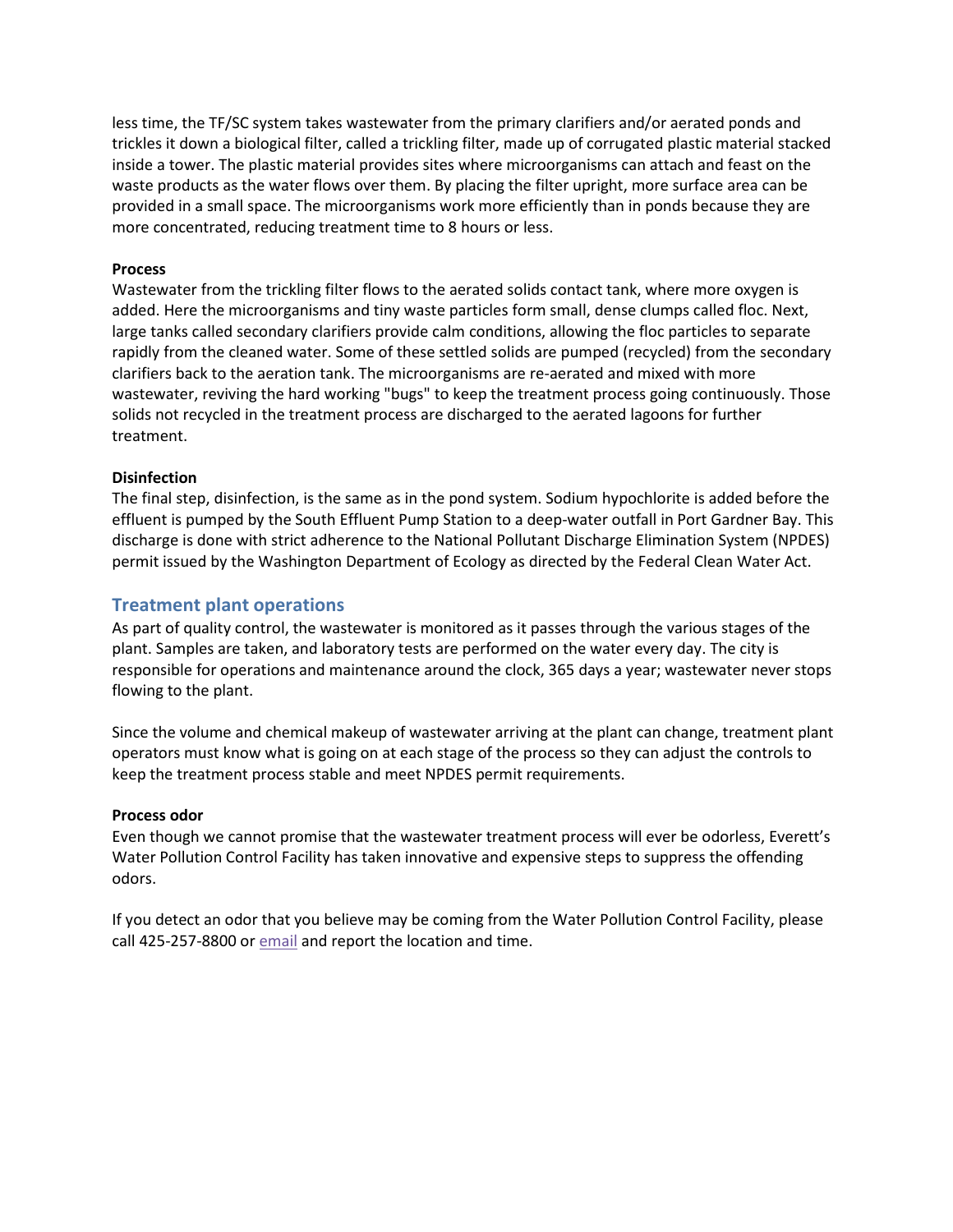less time, the TF/SC system takes wastewater from the primary clarifiers and/or aerated ponds and trickles it down a biological filter, called a trickling filter, made up of corrugated plastic material stacked inside a tower. The plastic material provides sites where microorganisms can attach and feast on the waste products as the water flows over them. By placing the filter upright, more surface area can be provided in a small space. The microorganisms work more efficiently than in ponds because they are more concentrated, reducing treatment time to 8 hours or less.

**Process**

Wastewater from the trickling filter flows to the aerated solids contact tank, where more oxygen is added. Here the microorganisms and tiny waste particles form small, dense clumps called floc. Next, large tanks called secondary clarifiers provide calm conditions, allowing the floc particles to separate rapidly from the cleaned water. Some of these settled solids are pumped (recycled) from the secondary clarifiers back to the aeration tank. The microorganisms are re-aerated and mixed with more wastewater, reviving the hard working "bugs" to keep the treatment process going continuously. Those solids not recycled in the treatment process are discharged to the aerated lagoons for further treatment.

**Disinfection**

The final step, disinfection, is the same as in the pond system. Sodium hypochlorite is added before the effluent is pumped by the South Effluent Pump Station to a deep-water outfall in Port Gardner Bay. This discharge is done with strict adherence to the National Pollutant Discharge Elimination System (NPDES) permit issued by the Washington Department of Ecology as directed by the Federal Clean Water Act.

## Treatment plant operations

As part of quality control, the wastewater is monitored as it passes through the various stages of the plant. Samples are taken, and laboratory tests are performed on the water every day. The city is responsible for operations and maintenance around the clock, 365 days a year; wastewater never stops flowing to the plant.

Since the volume and chemical makeup of wastewater arriving at the plant can change, treatment plant operators must know what is going on at each stage of the process so they can adjust the controls to keep the treatment process stable and meet NPDES permit requirements.

**Process odor**

Even though we cannot promise that the wastewater treatment process will ever be odorless, Everett's Water Pollution Control Facility has taken innovative and expensive steps to suppress the offending odors.

If you detect an odor that you believe may be coming from the Water Pollution Control Facility, please call 425-257-8800 or email and report the location and time.